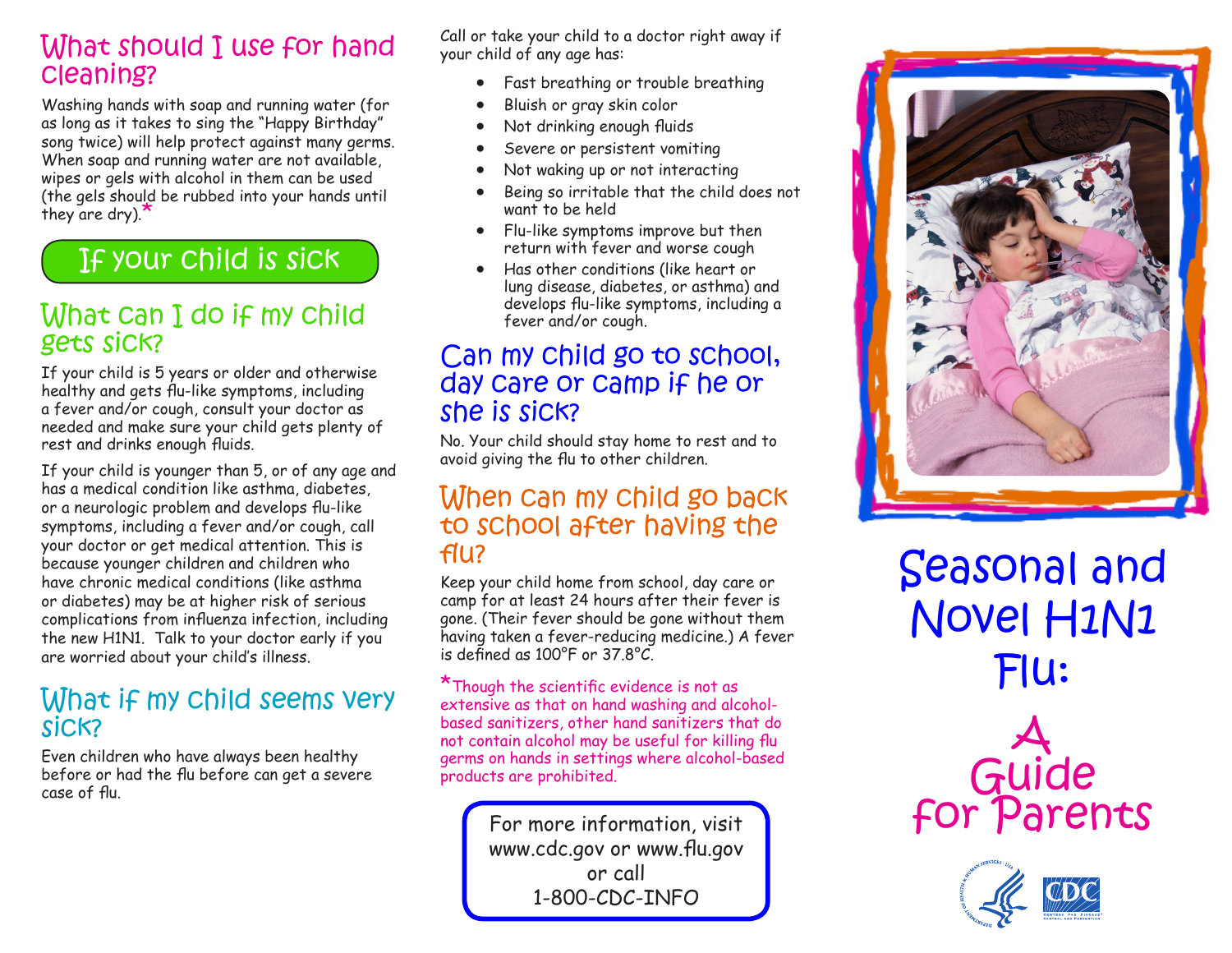## What should I use for hand cleaning?

Washing hands with soap and running water (for as long as it takes to sing the "Happy Birthday" song twice) will help protect against many germs. When soap and running water are not available, wipes or gels with alcohol in them can be used (the gels should be rubbed into your hands until they are dry).*

# If your child is sick

## What can I do if my child gets sick?

If your child is 5 years or older and otherwise healthy and gets flu-like symptoms, including a fever and/or cough, consult your doctor as needed and make sure your child gets plenty of rest and drinks enough fluids.

If your child is younger than 5, or of any age and has a medical condition like asthma, diabetes, or a neurologic problem and develops flu-like symptoms, including a fever and/or cough, call your doctor or get medical attention. This is because younger children and children who have chronic medical conditions (like asthma or diabetes) may be at higher risk of serious complications from influenza infection, including the new H1N1. Talk to your doctor early if you are worried about your child's illness.

## What if my child seems very sick?

Even children who have always been healthy before or had the flu before can get a severe case of flu.

Call or take your child to a doctor right away if your child of any age has:

- Fast breathing or trouble breathing
- Bluish or gray skin color
- Not drinking enough fluids
- Severe or persistent vomiting
- Not waking up or not interacting
- Being so irritable that the child does not want to be held
- Flu-like symptoms improve but then return with fever and worse cough
- Has other conditions (like heart or lung disease, diabetes, or asthma) and develops flu-like symptoms, including a fever and/or cough.

## Can my child go to school, day care or camp if he or she is sick?

No. Your child should stay home to rest and to avoid giving the flu to other children.

## When can my child go back to school after having the flu?

Keep your child home from school, day care or camp for at least 24 hours after their fever is gone. (Their fever should be gone without them having taken a fever-reducing medicine.) A fever is defined as 100°F or 37.8°C.

*Though the scientific evidence is not as extensive as that on hand washing and alcohol-based sanitizers, other hand sanitizers that do not contain alcohol may be useful for killing flu germs on hands in settings where alcohol-based products are prohibited.

For more information, visit www.cdc.gov or www.flu.gov or call 1-800-CDC-INFO

# Seasonal and Novel H1N1 Flu:

## A Guide for Parents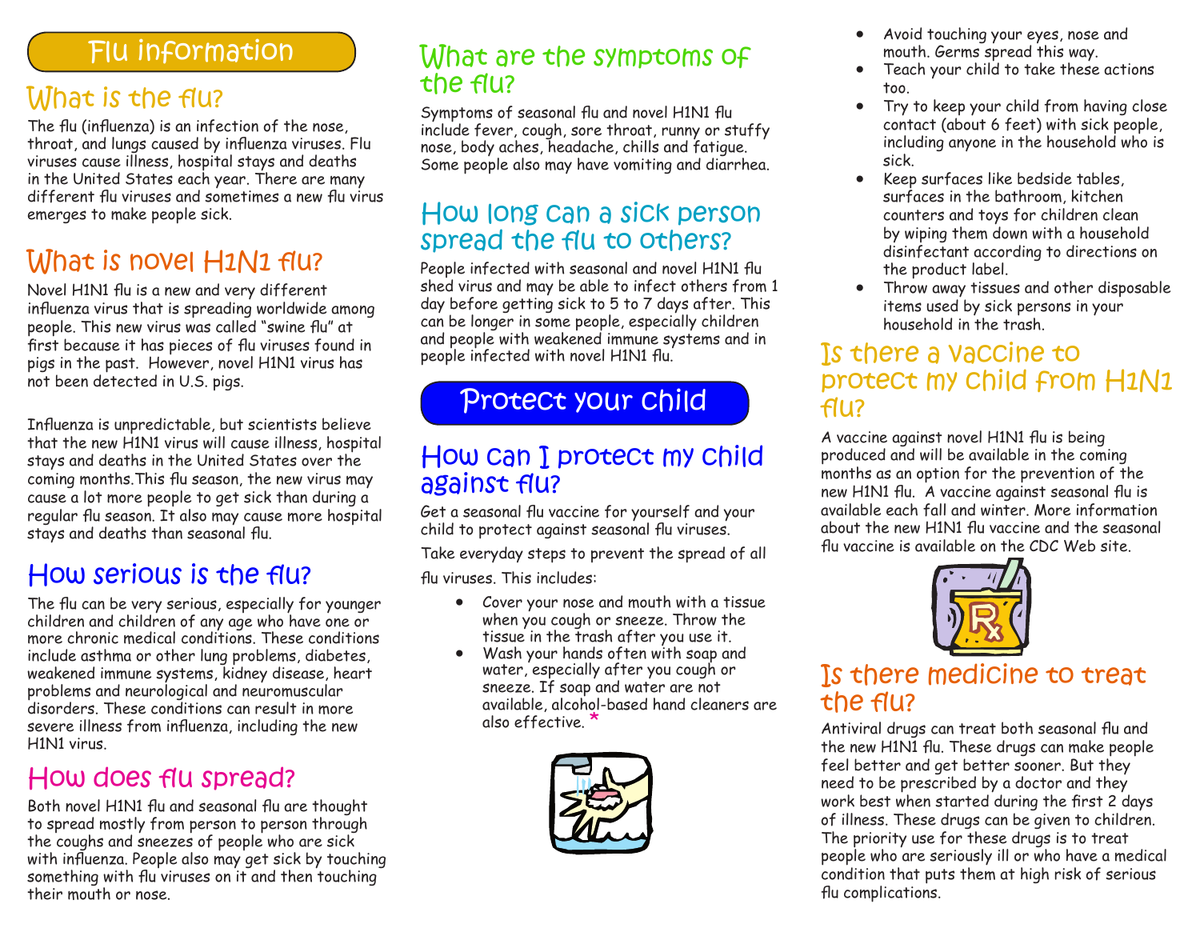# Flu information

## What is the flu?

The flu (influenza) is an infection of the nose, throat, and lungs caused by influenza viruses. Flu viruses cause illness, hospital stays and deaths in the United States each year. There are many different flu viruses and sometimes a new flu virus emerges to make people sick.

## What is novel H1N1 flu?

Novel H1N1 flu is a new and very different influenza virus that is spreading worldwide among people. This new virus was called "swine flu" at first because it has pieces of flu viruses found in pigs in the past. However, novel H1N1 virus has not been detected in U.S. pigs.

Influenza is unpredictable, but scientists believe that the new H1N1 virus will cause illness, hospital stays and deaths in the United States over the coming months. This flu season, the new virus may cause a lot more people to get sick than during a regular flu season. It also may cause more hospital stays and deaths than seasonal flu.

## How serious is the flu?

The flu can be very serious, especially for younger children and children of any age who have one or more chronic medical conditions. These conditions include asthma or other lung problems, diabetes, weakened immune systems, kidney disease, heart problems and neurological and neuromuscular disorders. These conditions can result in more severe illness from influenza, including the new H1N1 virus.

## How does flu spread?

Both novel H1N1 flu and seasonal flu are thought to spread mostly from person to person through the coughs and sneezes of people who are sick with influenza. People also may get sick by touching something with flu viruses on it and then touching their mouth or nose.

## What are the symptoms of the flu?

Symptoms of seasonal flu and novel H1N1 flu include fever, cough, sore throat, runny or stuffy nose, body aches, headache, chills and fatigue. Some people also may have vomiting and diarrhea.

## How long can a sick person spread the flu to others?

People infected with seasonal and novel H1N1 flu shed virus and may be able to infect others from 1 day before getting sick to 5 to 7 days after. This can be longer in some people, especially children and people with weakened immune systems and in people infected with novel H1N1 flu.

# Protect your child

## How can I protect my child against flu?

Get a seasonal flu vaccine for yourself and your child to protect against seasonal flu viruses.

Take everyday steps to prevent the spread of all flu viruses. This includes:

- Cover your nose and mouth with a tissue when you cough or sneeze. Throw the tissue in the trash after you use it.
- Wash your hands often with soap and water, especially after you cough or sneeze. If soap and water are not available, alcohol-based hand cleaners are also effective. *
- Avoid touching your eyes, nose and mouth. Germs spread this way.
- Teach your child to take these actions too.
- Try to keep your child from having close contact (about 6 feet) with sick people, including anyone in the household who is sick.
- Keep surfaces like bedside tables, surfaces in the bathroom, kitchen counters and toys for children clean by wiping them down with a household disinfectant according to directions on the product label.
- Throw away tissues and other disposable items used by sick persons in your household in the trash.

## Is there a vaccine to protect my child from H1N1 flu?

A vaccine against novel H1N1 flu is being produced and will be available in the coming months as an option for the prevention of the new H1N1 flu. A vaccine against seasonal flu is available each fall and winter. More information about the new H1N1 flu vaccine and the seasonal flu vaccine is available on the CDC Web site.

## Is there medicine to treat the flu?

Antiviral drugs can treat both seasonal flu and the new H1N1 flu. These drugs can make people feel better and get better sooner. But they need to be prescribed by a doctor and they work best when started during the first 2 days of illness. These drugs can be given to children. The priority use for these drugs is to treat people who are seriously ill or who have a medical condition that puts them at high risk of serious flu complications.